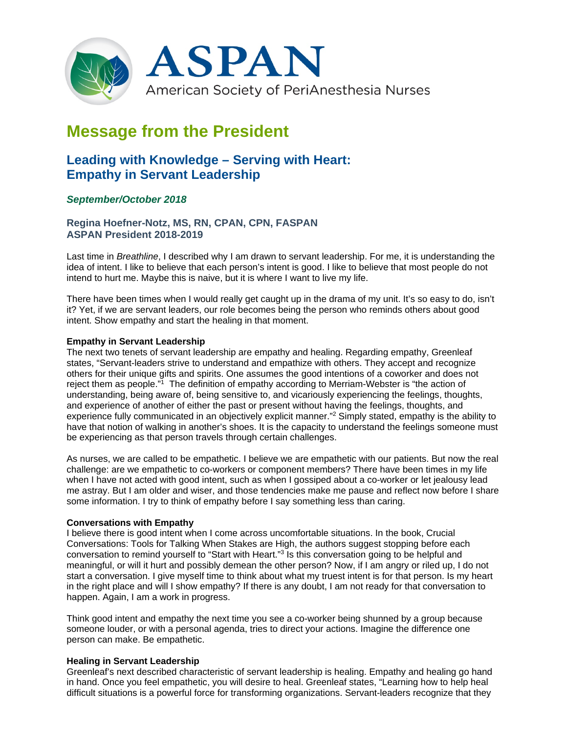ASPAN
American Society of PeriAnesthesia Nurses

# Message from the President

## Leading with Knowledge – Serving with Heart: Empathy in Servant Leadership

***September/October 2018***

**Regina Hoefner-Notz, MS, RN, CPAN, CPN, FASPAN**
**ASPAN President 2018-2019**

Last time in *Breathline*, I described why I am drawn to servant leadership. For me, it is understanding the idea of intent. I like to believe that each person's intent is good. I like to believe that most people do not intend to hurt me. Maybe this is naive, but it is where I want to live my life.

There have been times when I would really get caught up in the drama of my unit. It's so easy to do, isn't it? Yet, if we are servant leaders, our role becomes being the person who reminds others about good intent. Show empathy and start the healing in that moment.

**Empathy in Servant Leadership**
The next two tenets of servant leadership are empathy and healing. Regarding empathy, Greenleaf states, "Servant-leaders strive to understand and empathize with others. They accept and recognize others for their unique gifts and spirits. One assumes the good intentions of a coworker and does not reject them as people."[1] The definition of empathy according to Merriam-Webster is "the action of understanding, being aware of, being sensitive to, and vicariously experiencing the feelings, thoughts, and experience of another of either the past or present without having the feelings, thoughts, and experience fully communicated in an objectively explicit manner."[2] Simply stated, empathy is the ability to have that notion of walking in another's shoes. It is the capacity to understand the feelings someone must be experiencing as that person travels through certain challenges.

As nurses, we are called to be empathetic. I believe we are empathetic with our patients. But now the real challenge: are we empathetic to co-workers or component members? There have been times in my life when I have not acted with good intent, such as when I gossiped about a co-worker or let jealousy lead me astray. But I am older and wiser, and those tendencies make me pause and reflect now before I share some information. I try to think of empathy before I say something less than caring.

**Conversations with Empathy**
I believe there is good intent when I come across uncomfortable situations. In the book, Crucial Conversations: Tools for Talking When Stakes are High, the authors suggest stopping before each conversation to remind yourself to "Start with Heart."[3] Is this conversation going to be helpful and meaningful, or will it hurt and possibly demean the other person? Now, if I am angry or riled up, I do not start a conversation. I give myself time to think about what my truest intent is for that person. Is my heart in the right place and will I show empathy? If there is any doubt, I am not ready for that conversation to happen. Again, I am a work in progress.

Think good intent and empathy the next time you see a co-worker being shunned by a group because someone louder, or with a personal agenda, tries to direct your actions. Imagine the difference one person can make. Be empathetic.

**Healing in Servant Leadership**
Greenleaf's next described characteristic of servant leadership is healing. Empathy and healing go hand in hand. Once you feel empathetic, you will desire to heal. Greenleaf states, "Learning how to help heal difficult situations is a powerful force for transforming organizations. Servant-leaders recognize that they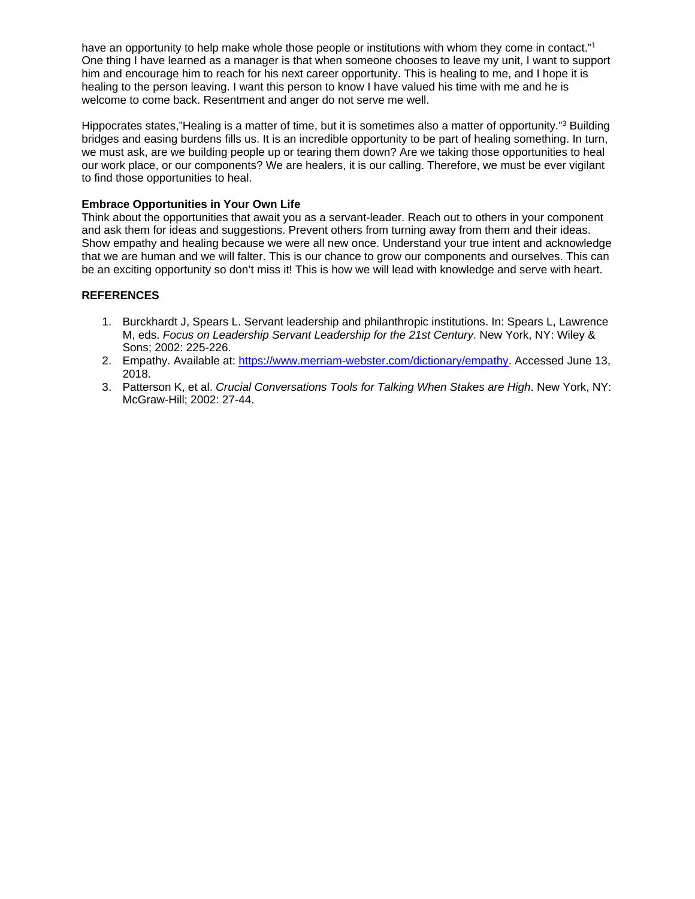have an opportunity to help make whole those people or institutions with whom they come in contact."[1] One thing I have learned as a manager is that when someone chooses to leave my unit, I want to support him and encourage him to reach for his next career opportunity. This is healing to me, and I hope it is healing to the person leaving. I want this person to know I have valued his time with me and he is welcome to come back. Resentment and anger do not serve me well.

Hippocrates states,"Healing is a matter of time, but it is sometimes also a matter of opportunity."[3] Building bridges and easing burdens fills us. It is an incredible opportunity to be part of healing something. In turn, we must ask, are we building people up or tearing them down? Are we taking those opportunities to heal our work place, or our components? We are healers, it is our calling. Therefore, we must be ever vigilant to find those opportunities to heal.

**Embrace Opportunities in Your Own Life**

Think about the opportunities that await you as a servant-leader. Reach out to others in your component and ask them for ideas and suggestions. Prevent others from turning away from them and their ideas. Show empathy and healing because we were all new once. Understand your true intent and acknowledge that we are human and we will falter. This is our chance to grow our components and ourselves. This can be an exciting opportunity so don't miss it! This is how we will lead with knowledge and serve with heart.

**REFERENCES**

1. Burckhardt J, Spears L. Servant leadership and philanthropic institutions. In: Spears L, Lawrence M, eds. *Focus on Leadership Servant Leadership for the 21st Century*. New York, NY: Wiley & Sons; 2002: 225-226.
2. Empathy. Available at: [https://www.merriam-webster.com/dictionary/empathy](https://www.merriam-webster.com/dictionary/empathy). Accessed June 13, 2018.
3. Patterson K, et al. *Crucial Conversations Tools for Talking When Stakes are High*. New York, NY: McGraw-Hill; 2002: 27-44.